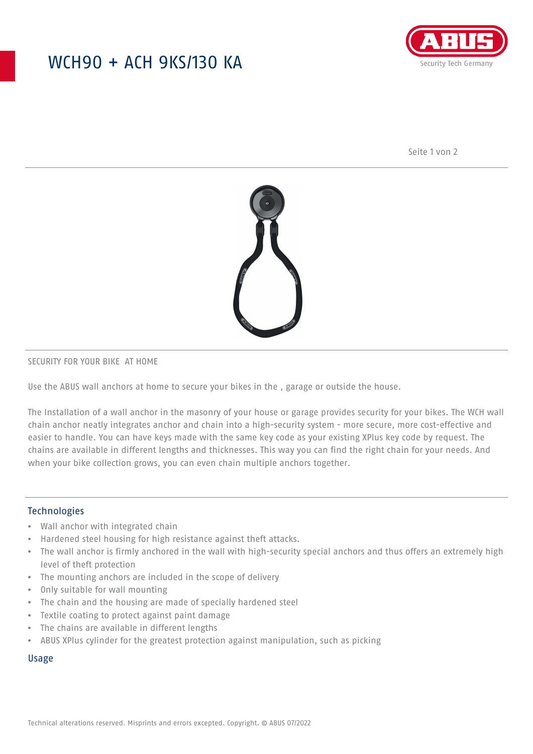# WCH90 + ACH 9KS/130 KA

SECURITY FOR YOUR BIKE AT HOME

Use the ABUS wall anchors at home to secure your bikes in the , garage or outside the house.

The Installation of a wall anchor in the masonry of your house or garage provides security for your bikes. The WCH wall chain anchor neatly integrates anchor and chain into a high-security system - more secure, more cost-effective and easier to handle. You can have keys made with the same key code as your existing XPlus key code by request. The chains are available in different lengths and thicknesses. This way you can find the right chain for your needs. And when your bike collection grows, you can even chain multiple anchors together.

## Technologies

- Wall anchor with integrated chain
- Hardened steel housing for high resistance against theft attacks.
- The wall anchor is firmly anchored in the wall with high-security special anchors and thus offers an extremely high level of theft protection
- The mounting anchors are included in the scope of delivery
- Only suitable for wall mounting
- The chain and the housing are made of specially hardened steel
- Textile coating to protect against paint damage
- The chains are available in different lengths
- ABUS XPlus cylinder for the greatest protection against manipulation, such as picking

## Usage

Technical alterations reserved. Misprints and errors excepted. Copyright. © ABUS 07/2022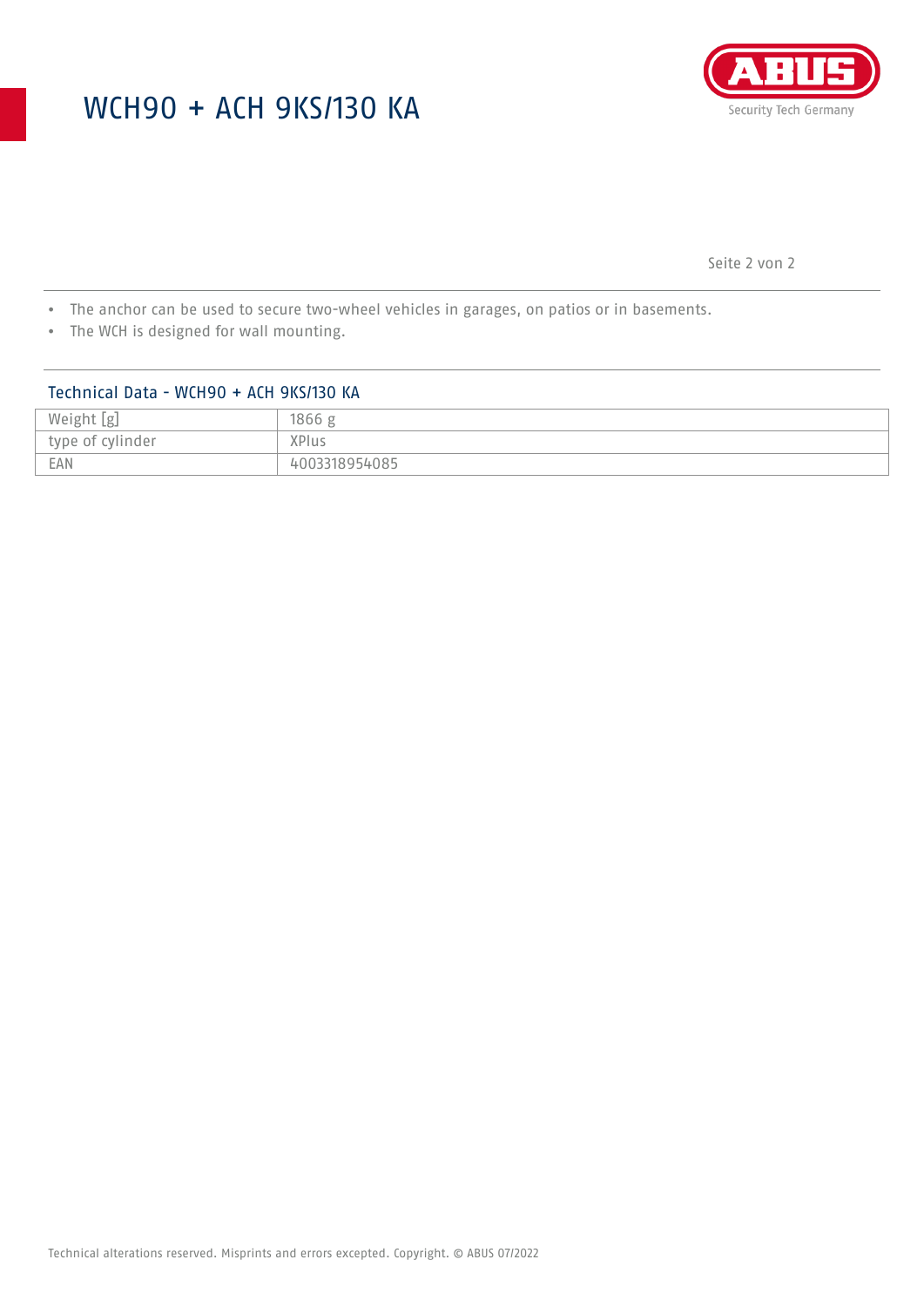# WCH90 + ACH 9KS/130 KA

- The anchor can be used to secure two-wheel vehicles in garages, on patios or in basements.
- The WCH is designed for wall mounting.

## Technical Data - WCH90 + ACH 9KS/130 KA

| | |
|---|---|
| Weight [g] | 1866 g |
| type of cylinder | XPlus |
| EAN | 4003318954085 |

Technical alterations reserved. Misprints and errors excepted. Copyright. © ABUS 07/2022